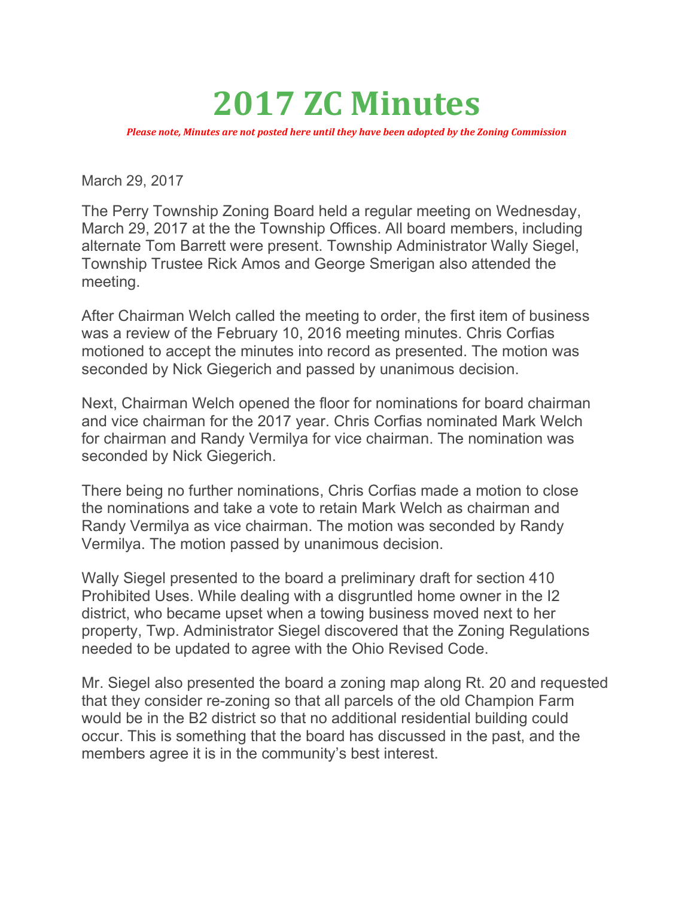# 2017 ZC Minutes

***Please note, Minutes are not posted here until they have been adopted by the Zoning Commission***

March 29, 2017

The Perry Township Zoning Board held a regular meeting on Wednesday, March 29, 2017 at the the Township Offices. All board members, including alternate Tom Barrett were present. Township Administrator Wally Siegel, Township Trustee Rick Amos and George Smerigan also attended the meeting.

After Chairman Welch called the meeting to order, the first item of business was a review of the February 10, 2016 meeting minutes. Chris Corfias motioned to accept the minutes into record as presented. The motion was seconded by Nick Giegerich and passed by unanimous decision.

Next, Chairman Welch opened the floor for nominations for board chairman and vice chairman for the 2017 year. Chris Corfias nominated Mark Welch for chairman and Randy Vermilya for vice chairman. The nomination was seconded by Nick Giegerich.

There being no further nominations, Chris Corfias made a motion to close the nominations and take a vote to retain Mark Welch as chairman and Randy Vermilya as vice chairman. The motion was seconded by Randy Vermilya. The motion passed by unanimous decision.

Wally Siegel presented to the board a preliminary draft for section 410 Prohibited Uses. While dealing with a disgruntled home owner in the I2 district, who became upset when a towing business moved next to her property, Twp. Administrator Siegel discovered that the Zoning Regulations needed to be updated to agree with the Ohio Revised Code.

Mr. Siegel also presented the board a zoning map along Rt. 20 and requested that they consider re-zoning so that all parcels of the old Champion Farm would be in the B2 district so that no additional residential building could occur. This is something that the board has discussed in the past, and the members agree it is in the community's best interest.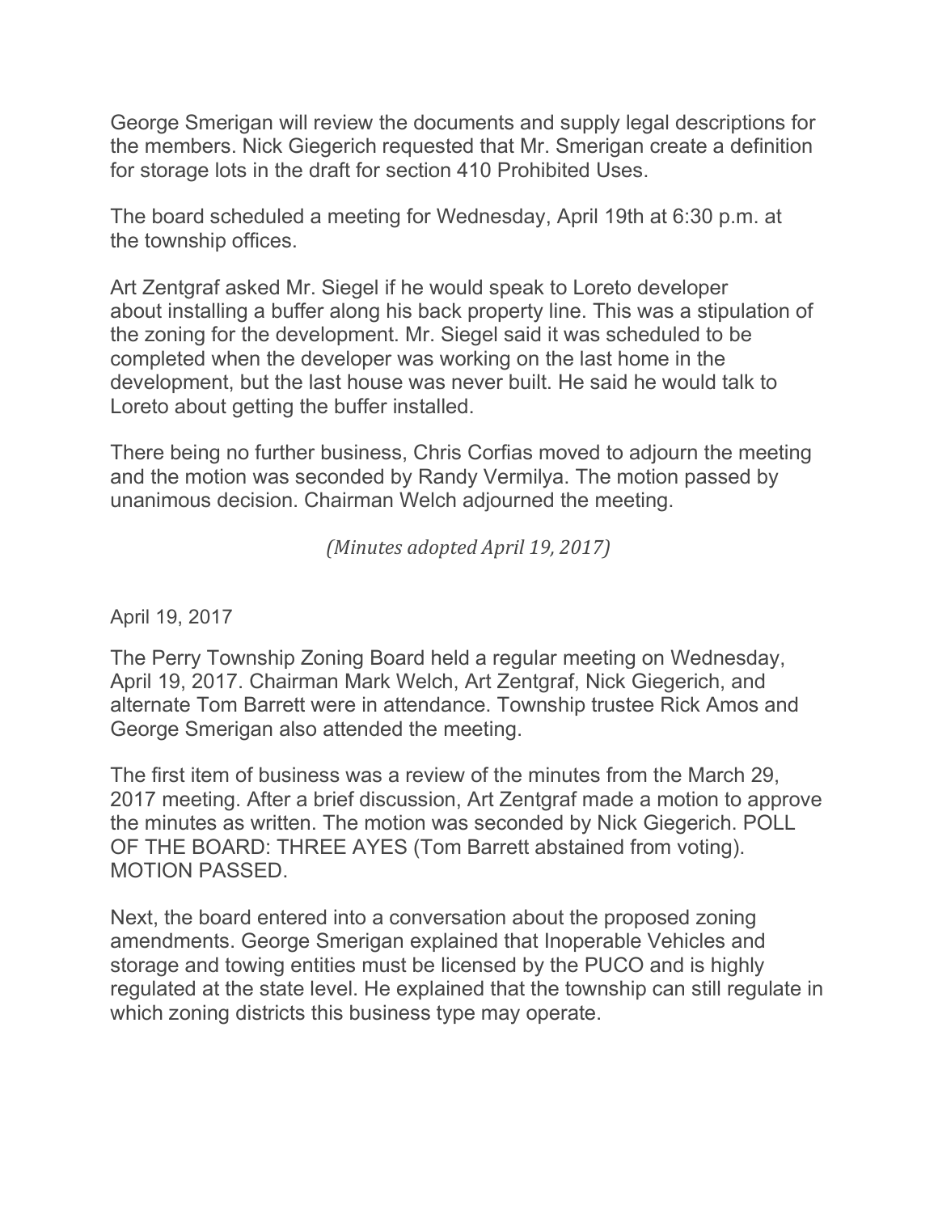George Smerigan will review the documents and supply legal descriptions for the members. Nick Giegerich requested that Mr. Smerigan create a definition for storage lots in the draft for section 410 Prohibited Uses.

The board scheduled a meeting for Wednesday, April 19th at 6:30 p.m. at the township offices.

Art Zentgraf asked Mr. Siegel if he would speak to Loreto developer about installing a buffer along his back property line. This was a stipulation of the zoning for the development. Mr. Siegel said it was scheduled to be completed when the developer was working on the last home in the development, but the last house was never built. He said he would talk to Loreto about getting the buffer installed.

There being no further business, Chris Corfias moved to adjourn the meeting and the motion was seconded by Randy Vermilya. The motion passed by unanimous decision. Chairman Welch adjourned the meeting.

*(Minutes adopted April 19, 2017)*

April 19, 2017

The Perry Township Zoning Board held a regular meeting on Wednesday, April 19, 2017. Chairman Mark Welch, Art Zentgraf, Nick Giegerich, and alternate Tom Barrett were in attendance. Township trustee Rick Amos and George Smerigan also attended the meeting.

The first item of business was a review of the minutes from the March 29, 2017 meeting. After a brief discussion, Art Zentgraf made a motion to approve the minutes as written. The motion was seconded by Nick Giegerich. POLL OF THE BOARD: THREE AYES (Tom Barrett abstained from voting). MOTION PASSED.

Next, the board entered into a conversation about the proposed zoning amendments. George Smerigan explained that Inoperable Vehicles and storage and towing entities must be licensed by the PUCO and is highly regulated at the state level. He explained that the township can still regulate in which zoning districts this business type may operate.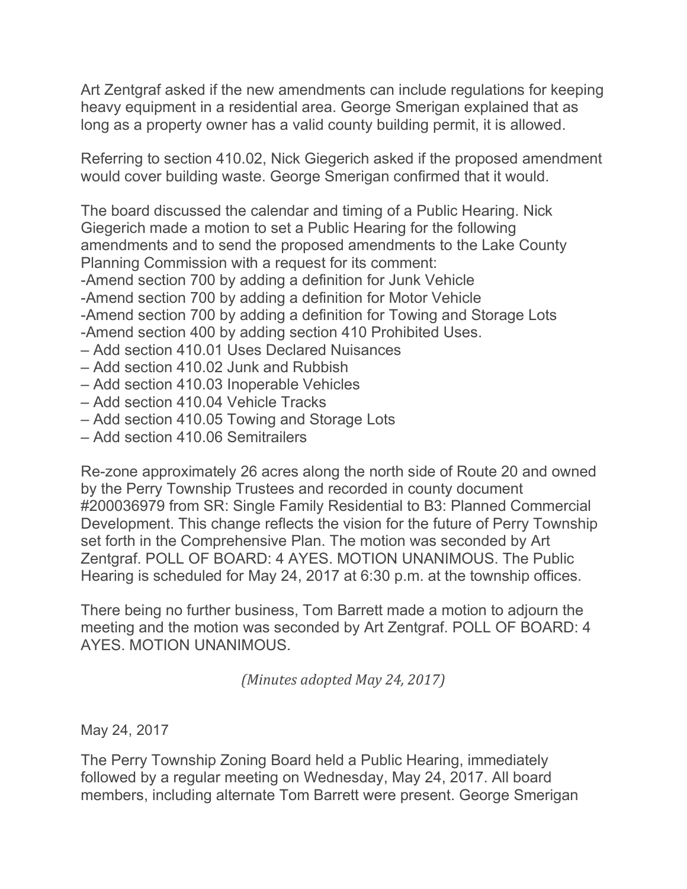Art Zentgraf asked if the new amendments can include regulations for keeping heavy equipment in a residential area. George Smerigan explained that as long as a property owner has a valid county building permit, it is allowed.

Referring to section 410.02, Nick Giegerich asked if the proposed amendment would cover building waste. George Smerigan confirmed that it would.

The board discussed the calendar and timing of a Public Hearing. Nick Giegerich made a motion to set a Public Hearing for the following amendments and to send the proposed amendments to the Lake County Planning Commission with a request for its comment:

-Amend section 700 by adding a definition for Junk Vehicle
-Amend section 700 by adding a definition for Motor Vehicle
-Amend section 700 by adding a definition for Towing and Storage Lots
-Amend section 400 by adding section 410 Prohibited Uses.
– Add section 410.01 Uses Declared Nuisances
– Add section 410.02 Junk and Rubbish
– Add section 410.03 Inoperable Vehicles
– Add section 410.04 Vehicle Tracks
– Add section 410.05 Towing and Storage Lots
– Add section 410.06 Semitrailers

Re-zone approximately 26 acres along the north side of Route 20 and owned by the Perry Township Trustees and recorded in county document #200036979 from SR: Single Family Residential to B3: Planned Commercial Development. This change reflects the vision for the future of Perry Township set forth in the Comprehensive Plan. The motion was seconded by Art Zentgraf. POLL OF BOARD: 4 AYES. MOTION UNANIMOUS. The Public Hearing is scheduled for May 24, 2017 at 6:30 p.m. at the township offices.

There being no further business, Tom Barrett made a motion to adjourn the meeting and the motion was seconded by Art Zentgraf. POLL OF BOARD: 4 AYES. MOTION UNANIMOUS.

*(Minutes adopted May 24, 2017)*

May 24, 2017

The Perry Township Zoning Board held a Public Hearing, immediately followed by a regular meeting on Wednesday, May 24, 2017. All board members, including alternate Tom Barrett were present. George Smerigan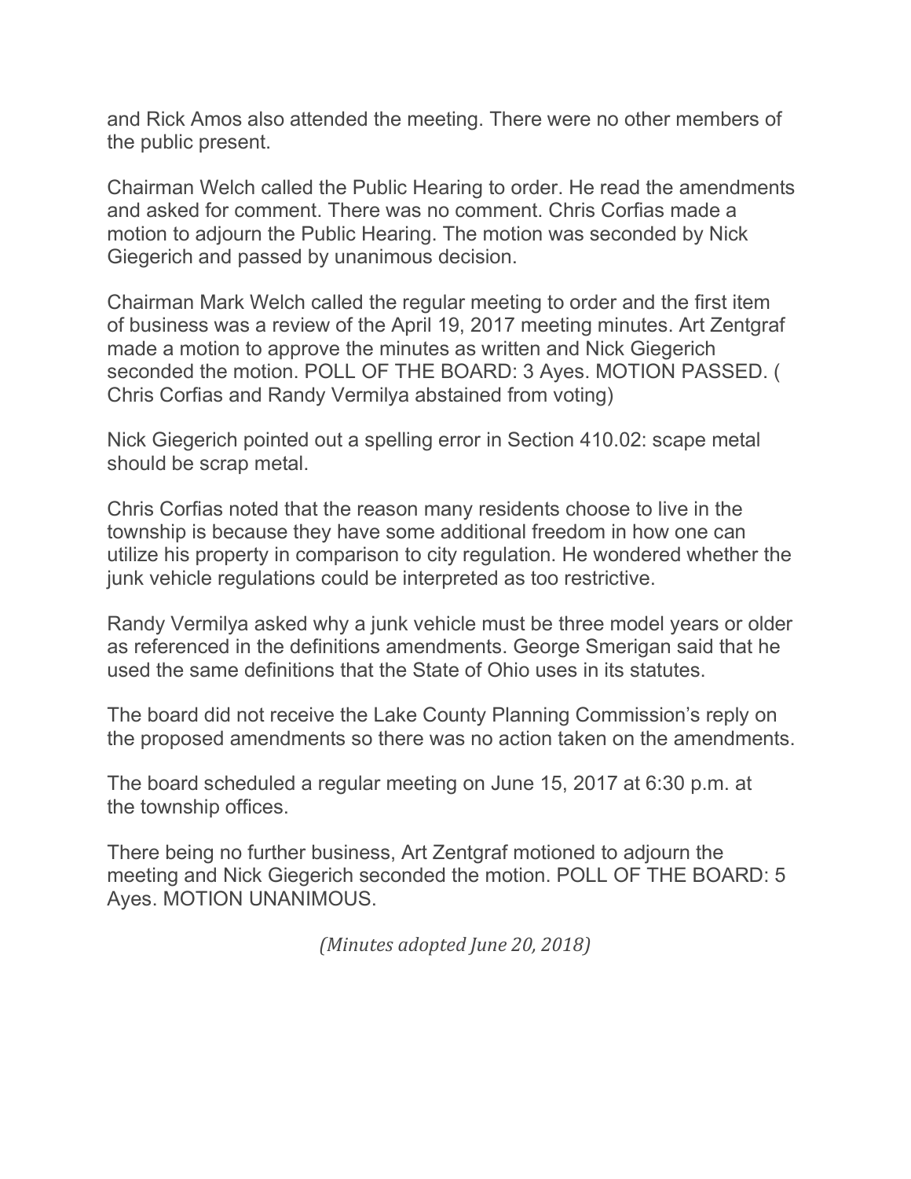and Rick Amos also attended the meeting. There were no other members of the public present.

Chairman Welch called the Public Hearing to order. He read the amendments and asked for comment. There was no comment. Chris Corfias made a motion to adjourn the Public Hearing. The motion was seconded by Nick Giegerich and passed by unanimous decision.

Chairman Mark Welch called the regular meeting to order and the first item of business was a review of the April 19, 2017 meeting minutes. Art Zentgraf made a motion to approve the minutes as written and Nick Giegerich seconded the motion. POLL OF THE BOARD: 3 Ayes. MOTION PASSED. ( Chris Corfias and Randy Vermilya abstained from voting)

Nick Giegerich pointed out a spelling error in Section 410.02: scape metal should be scrap metal.

Chris Corfias noted that the reason many residents choose to live in the township is because they have some additional freedom in how one can utilize his property in comparison to city regulation. He wondered whether the junk vehicle regulations could be interpreted as too restrictive.

Randy Vermilya asked why a junk vehicle must be three model years or older as referenced in the definitions amendments. George Smerigan said that he used the same definitions that the State of Ohio uses in its statutes.

The board did not receive the Lake County Planning Commission's reply on the proposed amendments so there was no action taken on the amendments.

The board scheduled a regular meeting on June 15, 2017 at 6:30 p.m. at the township offices.

There being no further business, Art Zentgraf motioned to adjourn the meeting and Nick Giegerich seconded the motion. POLL OF THE BOARD: 5 Ayes. MOTION UNANIMOUS.

*(Minutes adopted June 20, 2018)*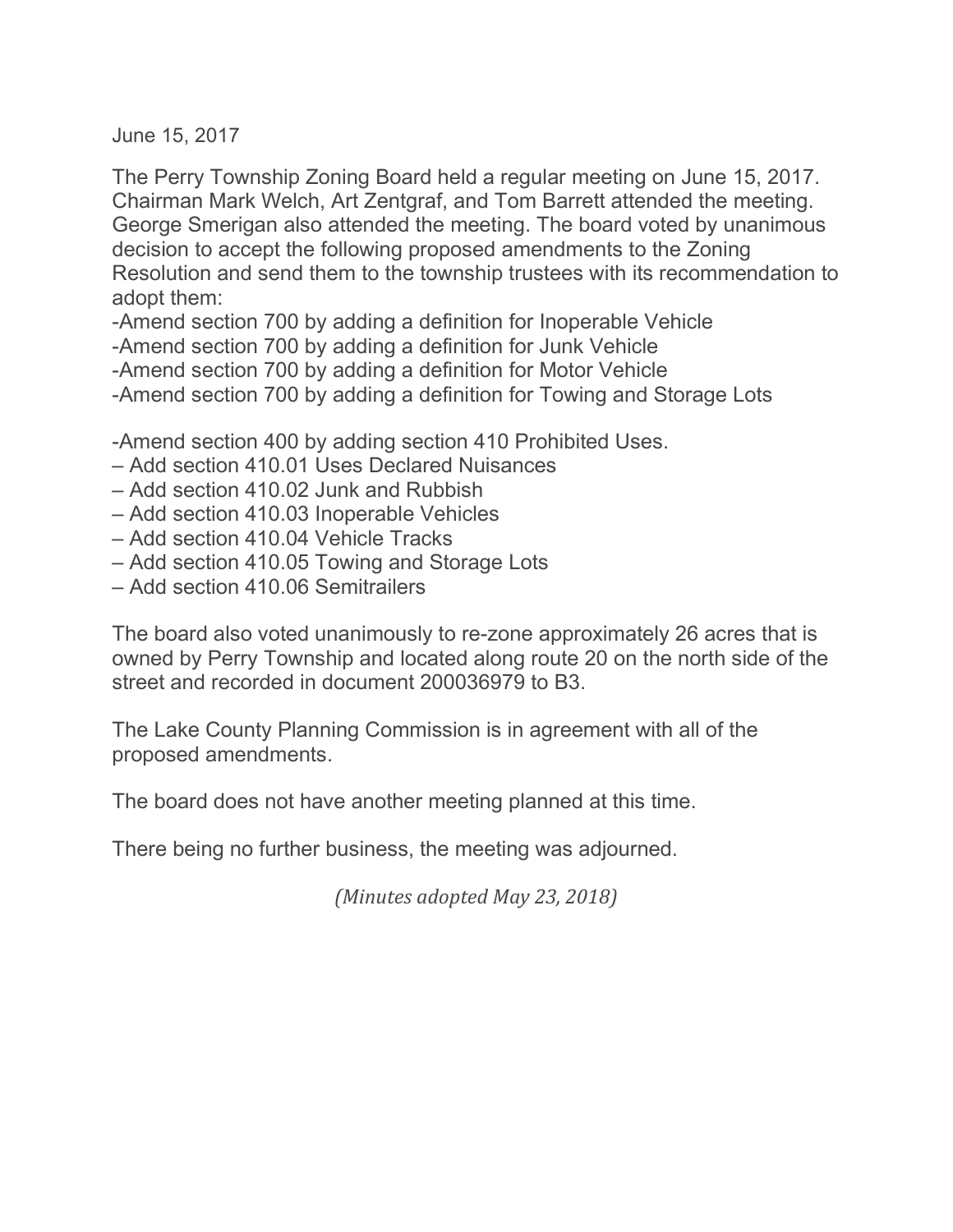June 15, 2017

The Perry Township Zoning Board held a regular meeting on June 15, 2017. Chairman Mark Welch, Art Zentgraf, and Tom Barrett attended the meeting. George Smerigan also attended the meeting. The board voted by unanimous decision to accept the following proposed amendments to the Zoning Resolution and send them to the township trustees with its recommendation to adopt them:

-Amend section 700 by adding a definition for Inoperable Vehicle
-Amend section 700 by adding a definition for Junk Vehicle
-Amend section 700 by adding a definition for Motor Vehicle
-Amend section 700 by adding a definition for Towing and Storage Lots

-Amend section 400 by adding section 410 Prohibited Uses.
– Add section 410.01 Uses Declared Nuisances
– Add section 410.02 Junk and Rubbish
– Add section 410.03 Inoperable Vehicles
– Add section 410.04 Vehicle Tracks
– Add section 410.05 Towing and Storage Lots
– Add section 410.06 Semitrailers

The board also voted unanimously to re-zone approximately 26 acres that is owned by Perry Township and located along route 20 on the north side of the street and recorded in document 200036979 to B3.

The Lake County Planning Commission is in agreement with all of the proposed amendments.

The board does not have another meeting planned at this time.

There being no further business, the meeting was adjourned.

*(Minutes adopted May 23, 2018)*